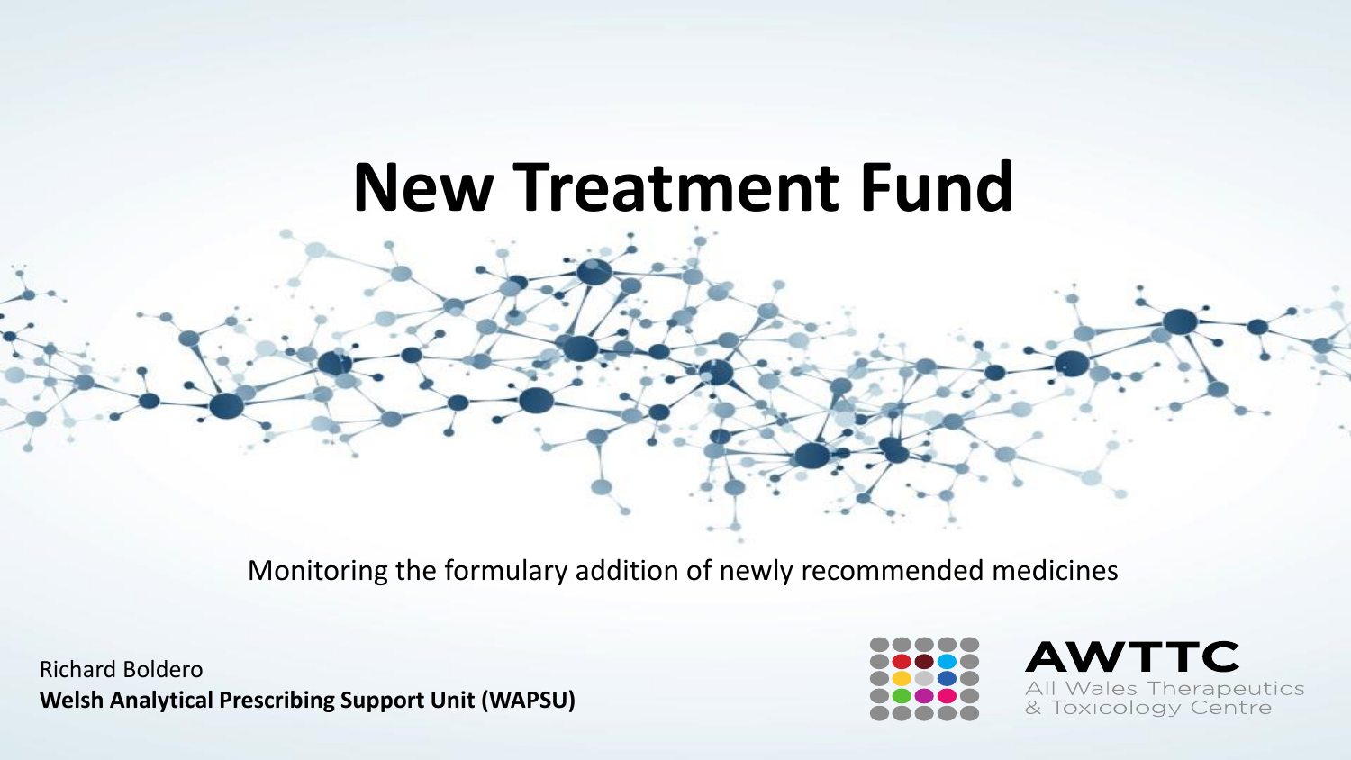# New Treatment Fund

Monitoring the formulary addition of newly recommended medicines

Richard Boldero

**Welsh Analytical Prescribing Support Unit (WAPSU)**

AWTTC

All Wales Therapeutics & Toxicology Centre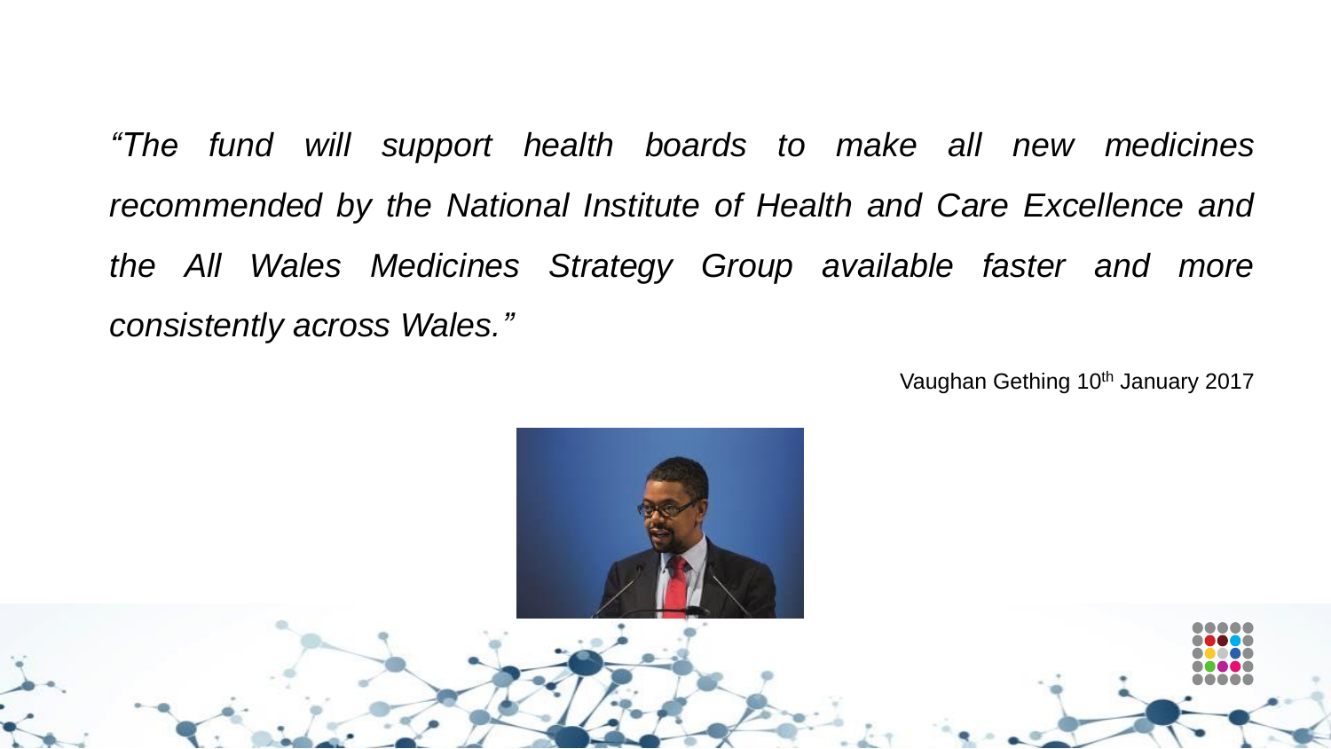*"The fund will support health boards to make all new medicines recommended by the National Institute of Health and Care Excellence and the All Wales Medicines Strategy Group available faster and more consistently across Wales."*

Vaughan Gething 10th January 2017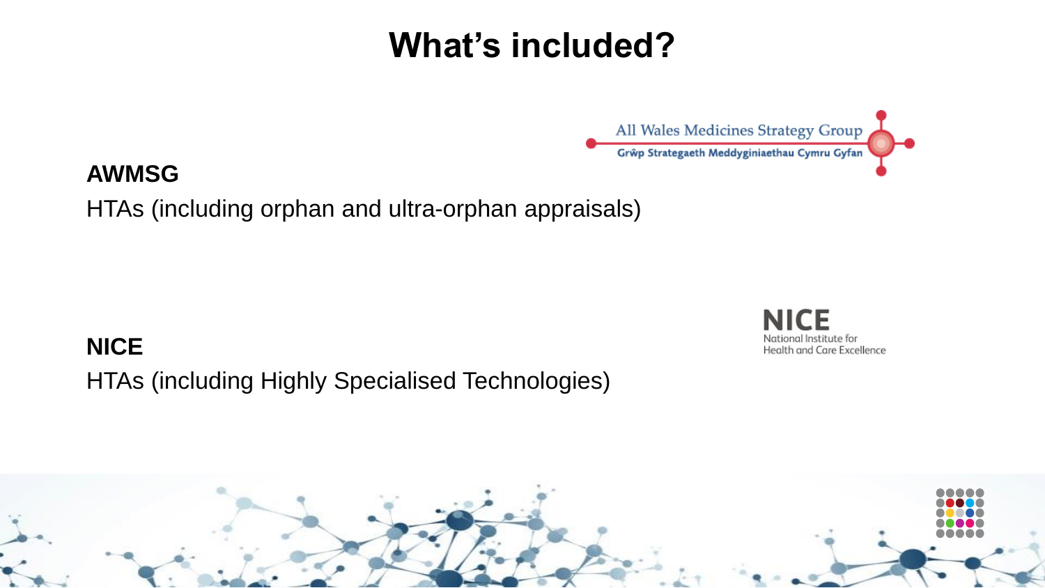# What's included?

**AWMSG**

HTAs (including orphan and ultra-orphan appraisals)

**NICE**

HTAs (including Highly Specialised Technologies)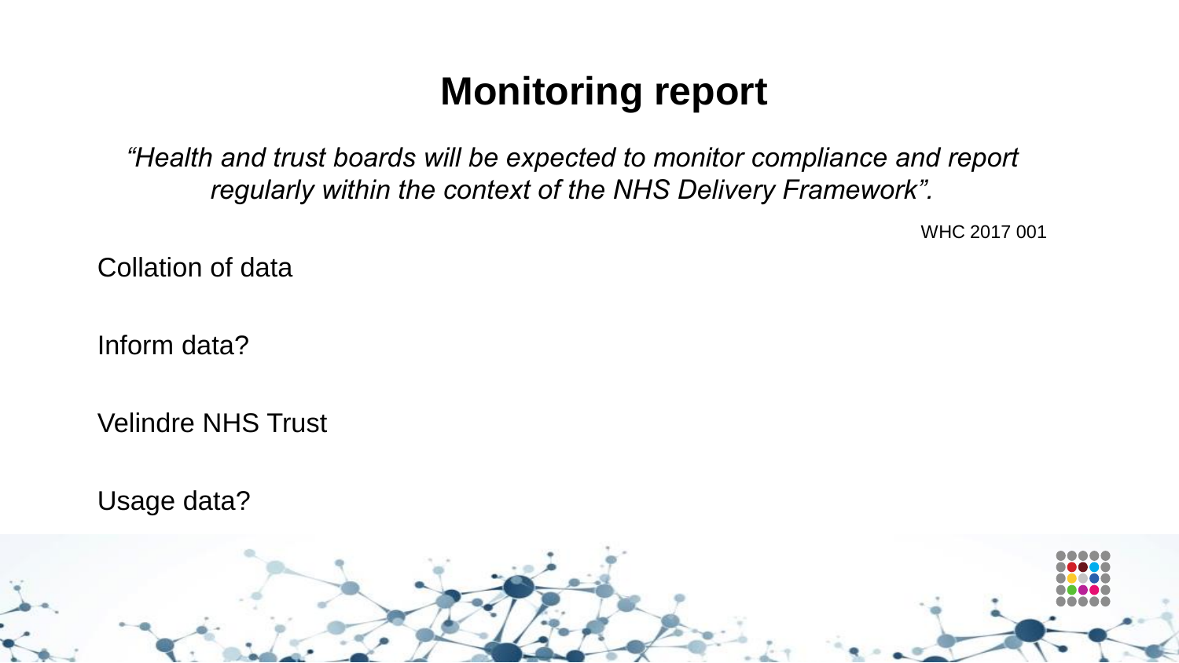# Monitoring report

*“Health and trust boards will be expected to monitor compliance and report regularly within the context of the NHS Delivery Framework”.*

WHC 2017 001

Collation of data

Inform data?

Velindre NHS Trust

Usage data?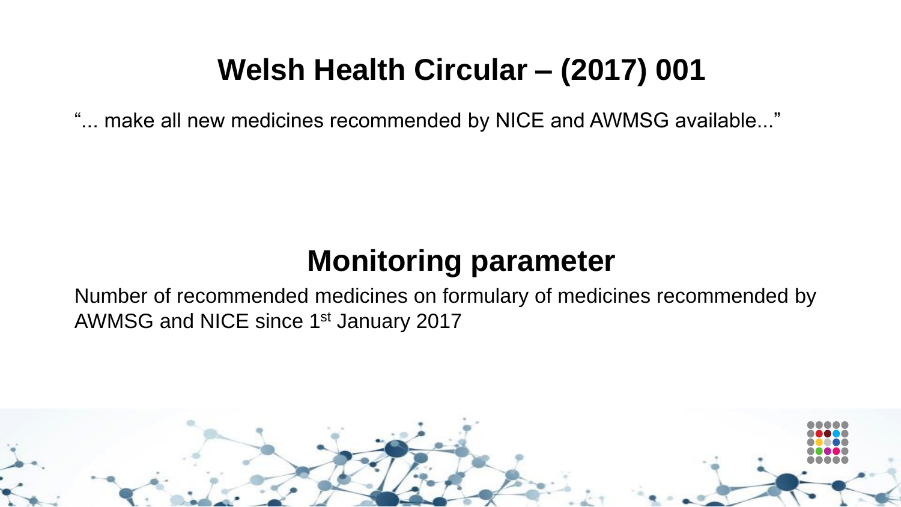# Welsh Health Circular – (2017) 001

"... make all new medicines recommended by NICE and AWMSG available..."

## Monitoring parameter

Number of recommended medicines on formulary of medicines recommended by AWMSG and NICE since 1st January 2017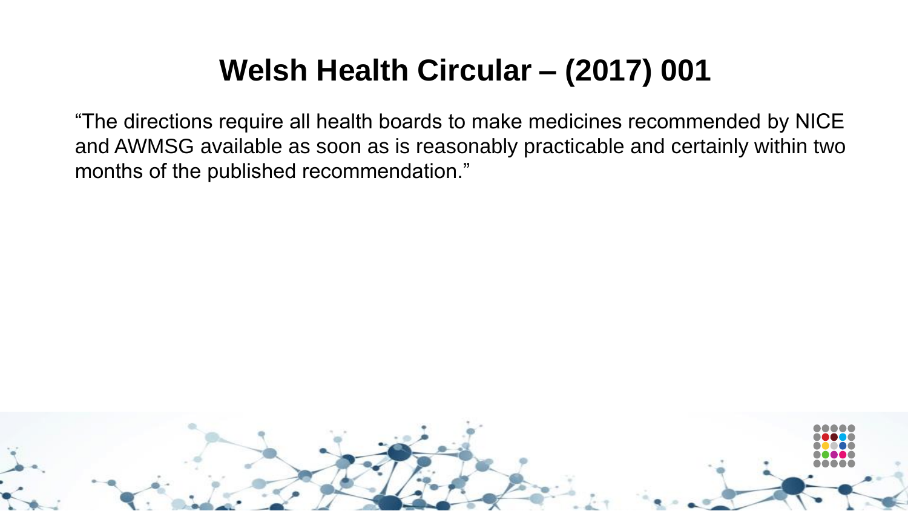# Welsh Health Circular – (2017) 001

“The directions require all health boards to make medicines recommended by NICE and AWMSG available as soon as is reasonably practicable and certainly within two months of the published recommendation.”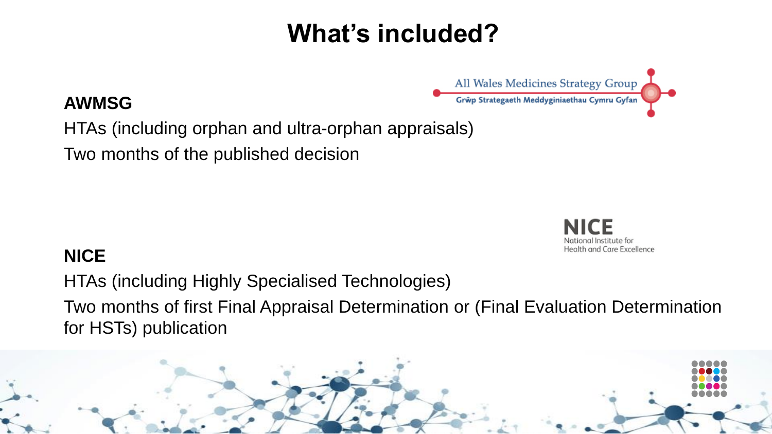# What's included?

**AWMSG**

HTAs (including orphan and ultra-orphan appraisals)

Two months of the published decision

**NICE**

HTAs (including Highly Specialised Technologies)

Two months of first Final Appraisal Determination or (Final Evaluation Determination for HSTs) publication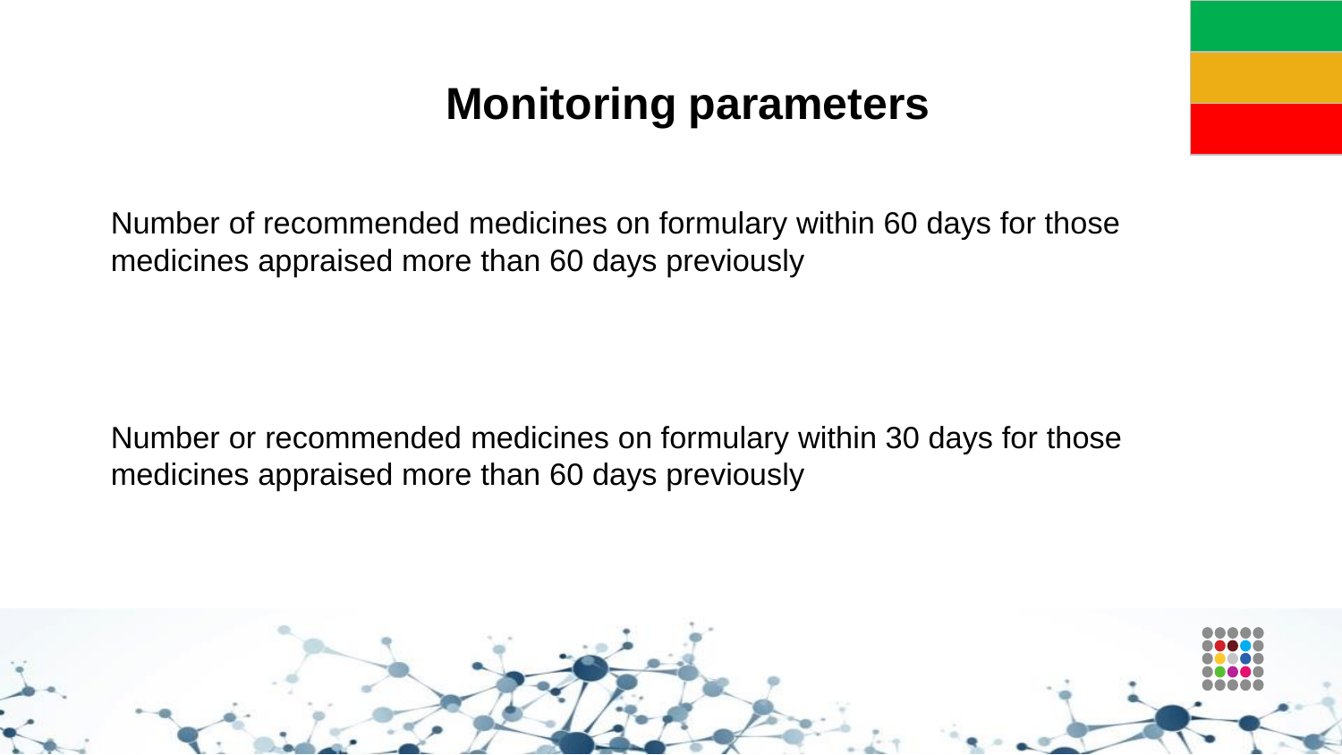# Monitoring parameters

Number of recommended medicines on formulary within 60 days for those medicines appraised more than 60 days previously

Number or recommended medicines on formulary within 30 days for those medicines appraised more than 60 days previously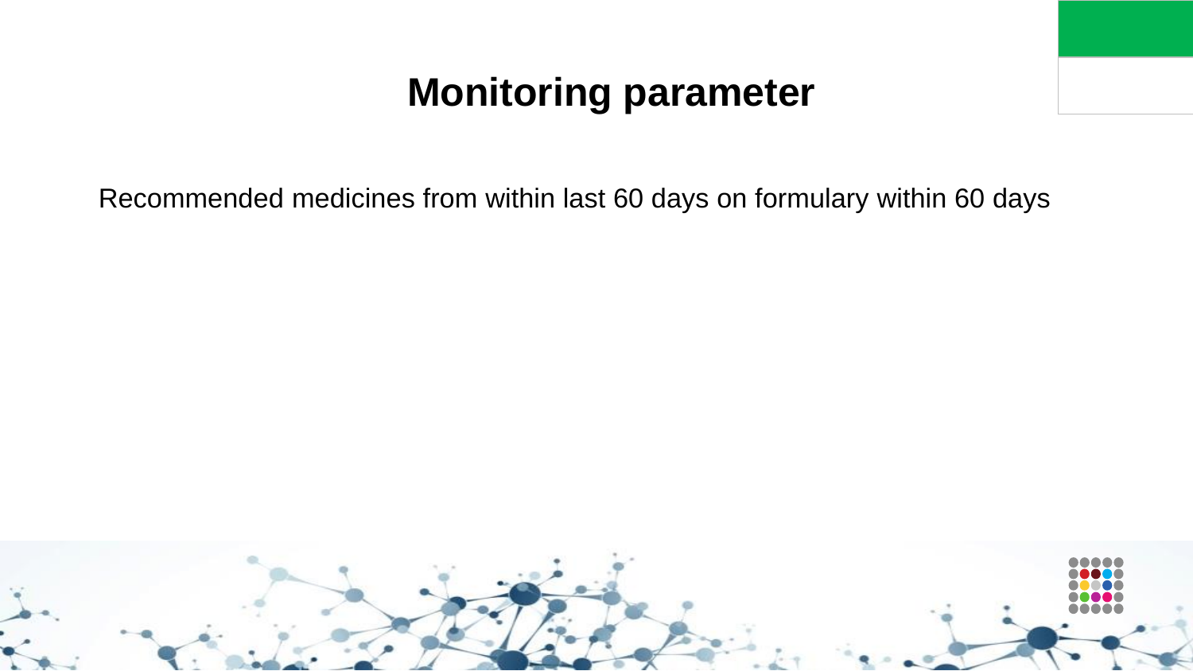# Monitoring parameter

Recommended medicines from within last 60 days on formulary within 60 days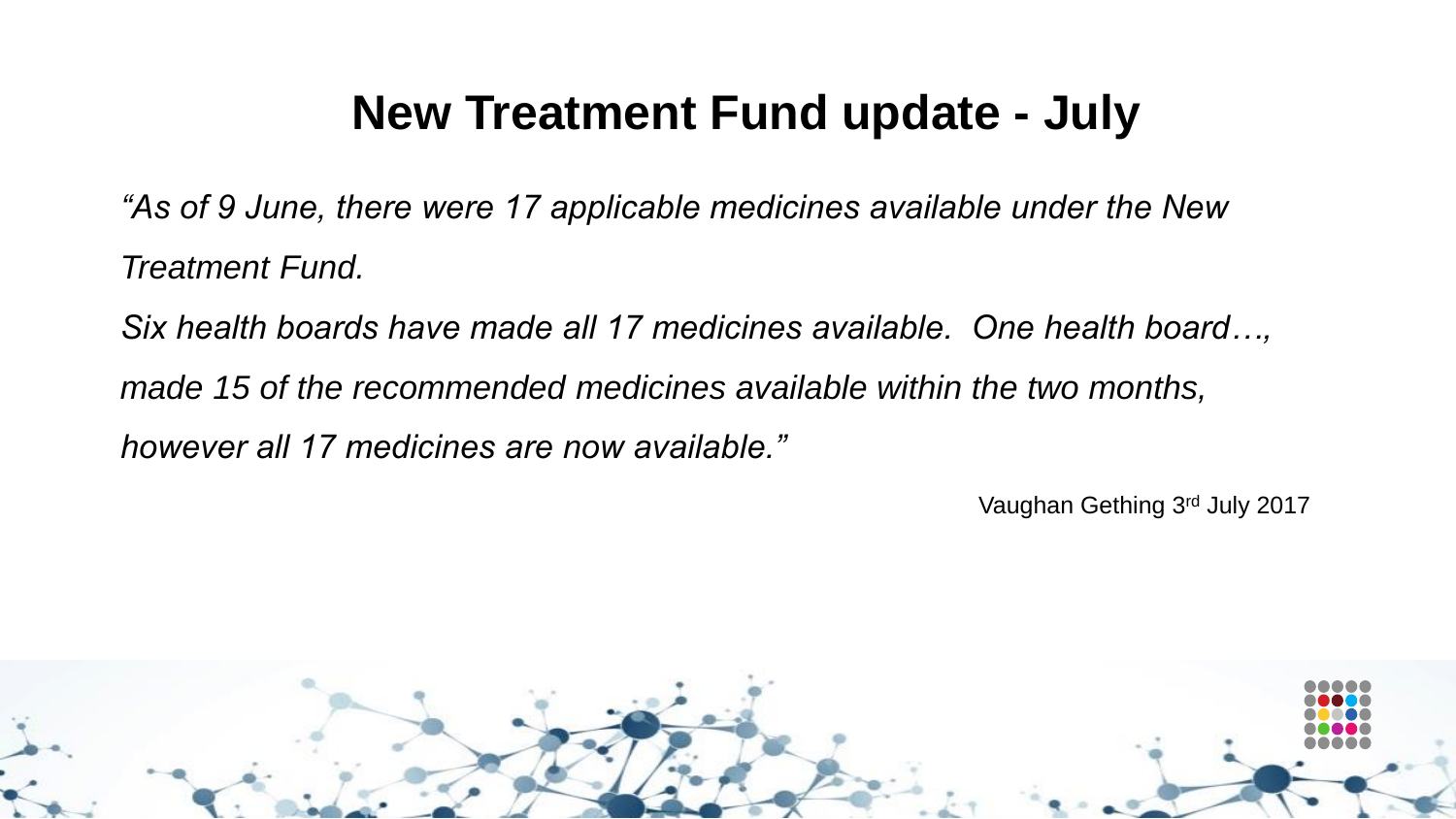# New Treatment Fund update - July

*"As of 9 June, there were 17 applicable medicines available under the New Treatment Fund.*

*Six health boards have made all 17 medicines available. One health board…, made 15 of the recommended medicines available within the two months, however all 17 medicines are now available."*

Vaughan Gething 3rd July 2017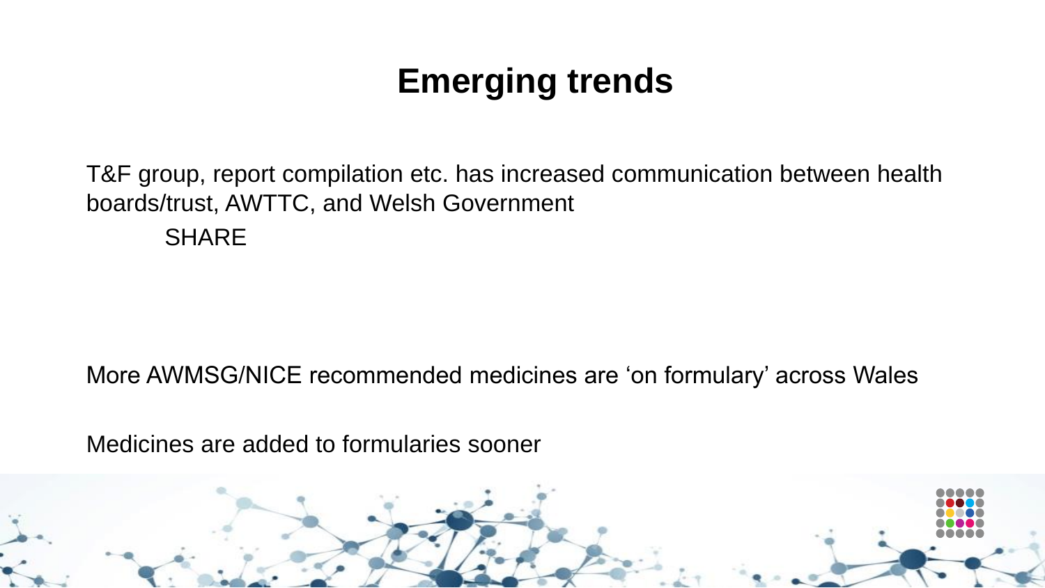# Emerging trends

T&F group, report compilation etc. has increased communication between health boards/trust, AWTTC, and Welsh Government

SHARE

More AWMSG/NICE recommended medicines are ‘on formulary’ across Wales

Medicines are added to formularies sooner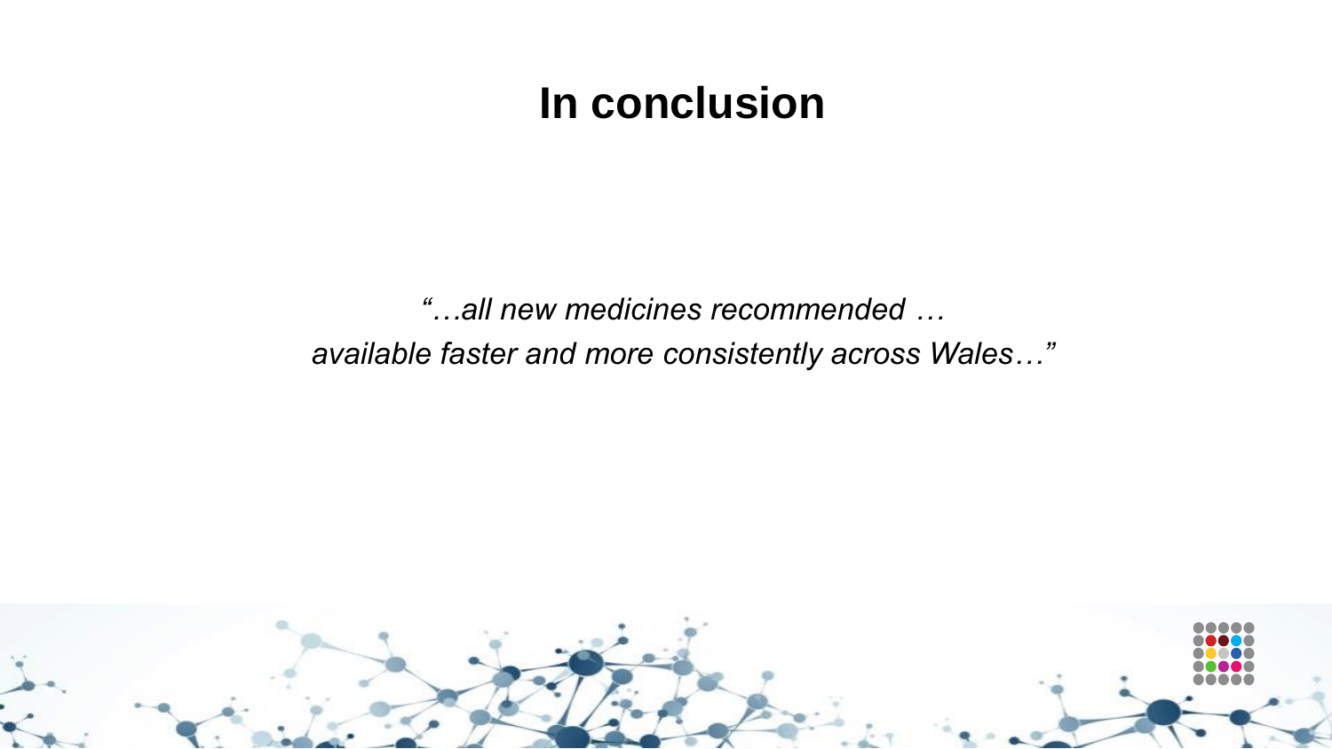# In conclusion

*"…all new medicines recommended …*
*available faster and more consistently across Wales…"*